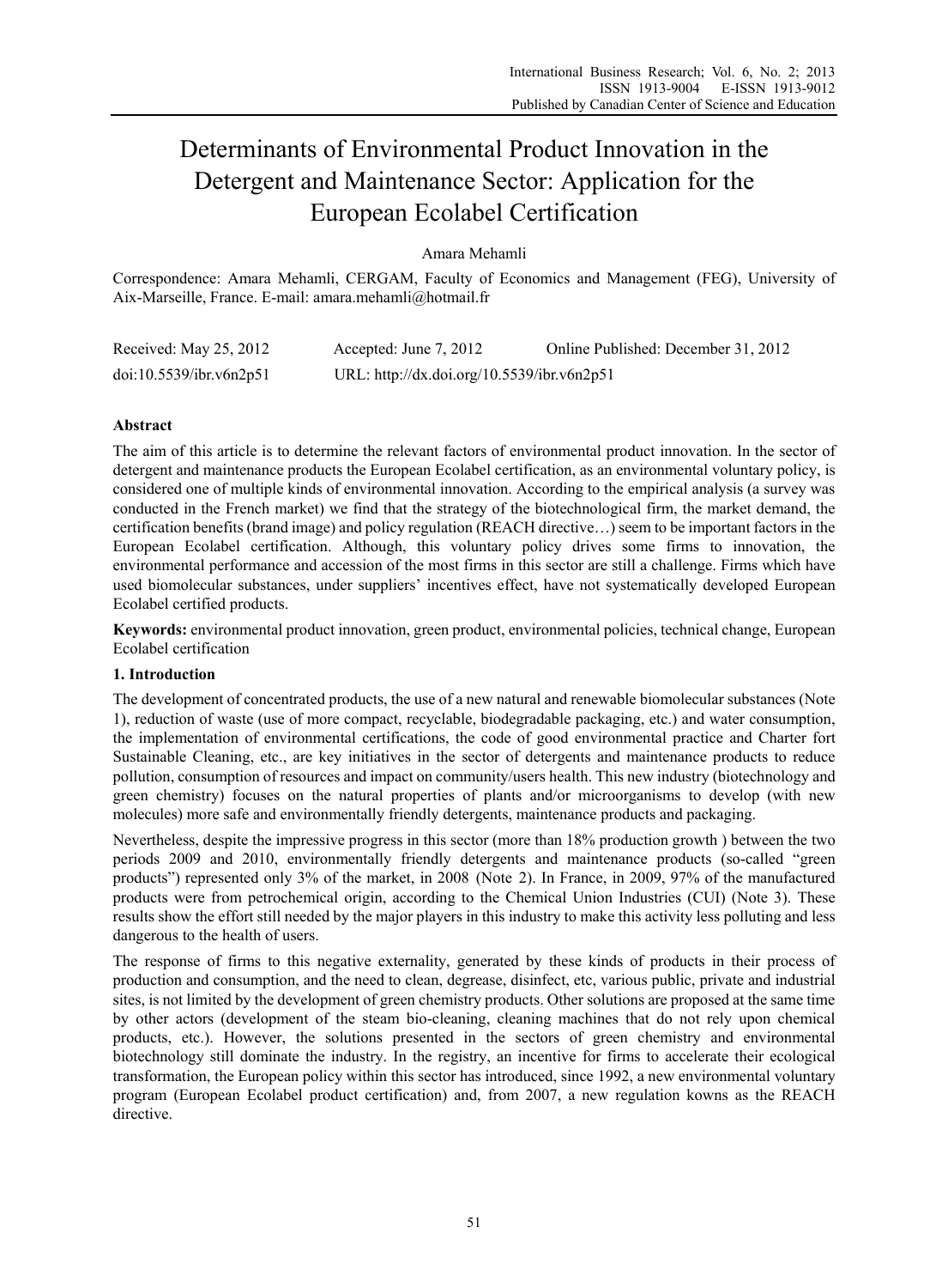# Determinants of Environmental Product Innovation in the Detergent and Maintenance Sector: Application for the European Ecolabel Certification

Amara Mehamli

Correspondence: Amara Mehamli, CERGAM, Faculty of Economics and Management (FEG), University of Aix-Marseille, France. E-mail: amara.mehamli@hotmail.fr

| Received: May 25, 2012 | Accepted: June 7, 2012 | Online Published: December 31, 2012 |
|---|---|---|
| doi:10.5539/ibr.v6n2p51 | URL: http://dx.doi.org/10.5539/ibr.v6n2p51 | |

**Abstract**

The aim of this article is to determine the relevant factors of environmental product innovation. In the sector of detergent and maintenance products the European Ecolabel certification, as an environmental voluntary policy, is considered one of multiple kinds of environmental innovation. According to the empirical analysis (a survey was conducted in the French market) we find that the strategy of the biotechnological firm, the market demand, the certification benefits (brand image) and policy regulation (REACH directive…) seem to be important factors in the European Ecolabel certification. Although, this voluntary policy drives some firms to innovation, the environmental performance and accession of the most firms in this sector are still a challenge. Firms which have used biomolecular substances, under suppliers' incentives effect, have not systematically developed European Ecolabel certified products.

**Keywords:** environmental product innovation, green product, environmental policies, technical change, European Ecolabel certification

## 1. Introduction

The development of concentrated products, the use of a new natural and renewable biomolecular substances (Note 1), reduction of waste (use of more compact, recyclable, biodegradable packaging, etc.) and water consumption, the implementation of environmental certifications, the code of good environmental practice and Charter fort Sustainable Cleaning, etc., are key initiatives in the sector of detergents and maintenance products to reduce pollution, consumption of resources and impact on community/users health. This new industry (biotechnology and green chemistry) focuses on the natural properties of plants and/or microorganisms to develop (with new molecules) more safe and environmentally friendly detergents, maintenance products and packaging.

Nevertheless, despite the impressive progress in this sector (more than 18% production growth ) between the two periods 2009 and 2010, environmentally friendly detergents and maintenance products (so-called "green products") represented only 3% of the market, in 2008 (Note 2). In France, in 2009, 97% of the manufactured products were from petrochemical origin, according to the Chemical Union Industries (CUI) (Note 3). These results show the effort still needed by the major players in this industry to make this activity less polluting and less dangerous to the health of users.

The response of firms to this negative externality, generated by these kinds of products in their process of production and consumption, and the need to clean, degrease, disinfect, etc various public, private and industrial sites, is not limited by the development of green chemistry products. Other solutions are proposed at the same time by other actors (development of the steam bio-cleaning, cleaning machines that do not rely upon chemical products, etc.). However, the solutions presented in the sectors of green chemistry and environmental biotechnology still dominate the industry. In the registry, an incentive for firms to accelerate their ecological transformation, the European policy within this sector has introduced, since 1992, a new environmental voluntary program (European Ecolabel product certification) and, from 2007, a new regulation kowns as the REACH directive.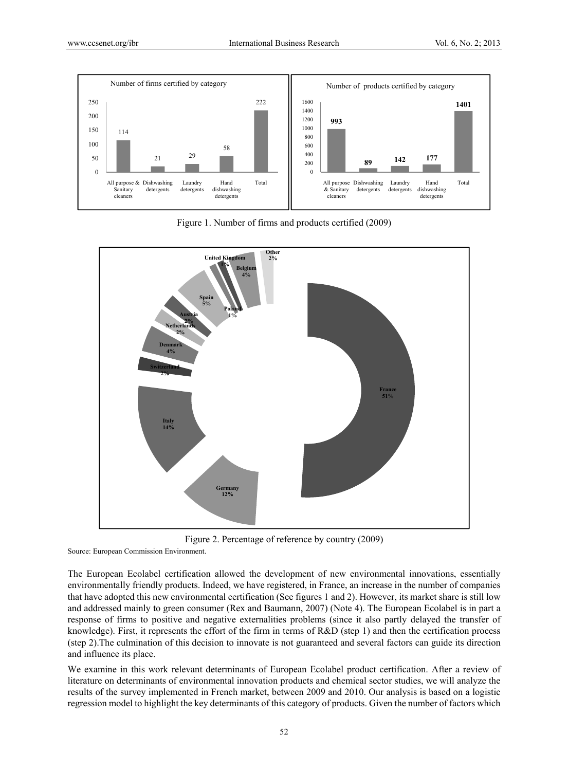Figure 1. Number of firms and products certified (2009)

Figure 2. Percentage of reference by country (2009)

Source: European Commission Environment.

The European Ecolabel certification allowed the development of new environmental innovations, essentially environmentally friendly products. Indeed, we have registered, in France, an increase in the number of companies that have adopted this new environmental certification (See figures 1 and 2). However, its market share is still low and addressed mainly to green consumer (Rex and Baumann, 2007) (Note 4). The European Ecolabel is in part a response of firms to positive and negative externalities problems (since it also partly delayed the transfer of knowledge). First, it represents the effort of the firm in terms of R&D (step 1) and then the certification process (step 2).The culmination of this decision to innovate is not guaranteed and several factors can guide its direction and influence its place.

We examine in this work relevant determinants of European Ecolabel product certification. After a review of literature on determinants of environmental innovation products and chemical sector studies, we will analyze the results of the survey implemented in French market, between 2009 and 2010. Our analysis is based on a logistic regression model to highlight the key determinants of this category of products. Given the number of factors which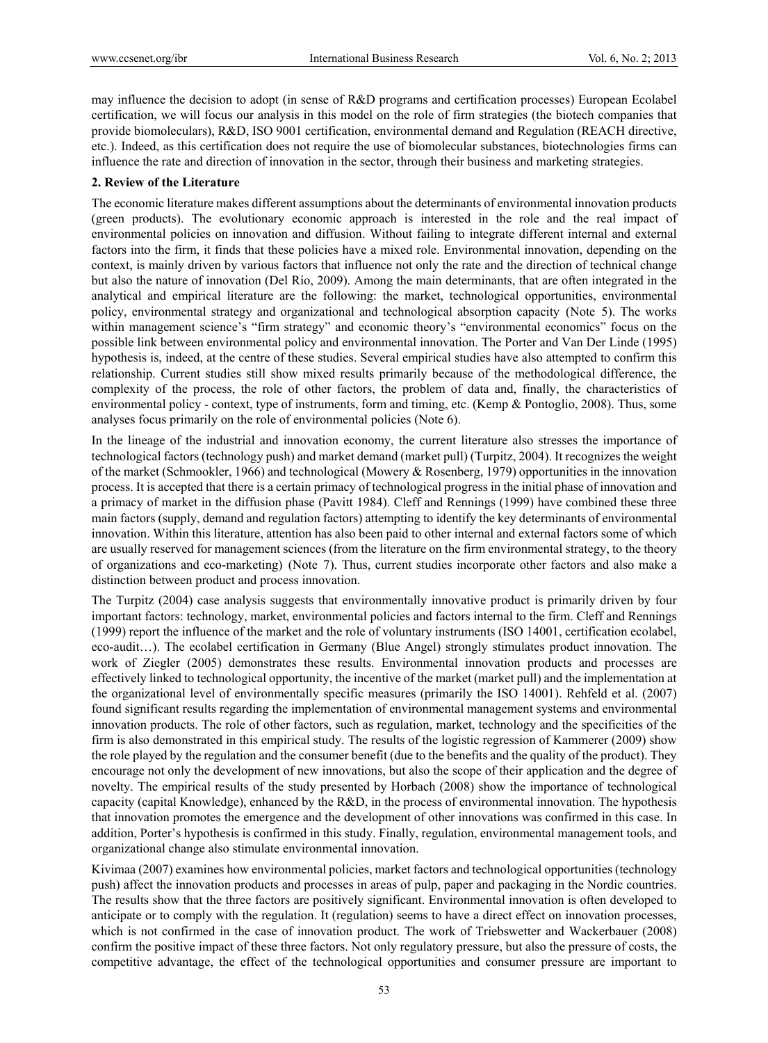may influence the decision to adopt (in sense of R&D programs and certification processes) European Ecolabel certification, we will focus our analysis in this model on the role of firm strategies (the biotech companies that provide biomoleculars), R&D, ISO 9001 certification, environmental demand and Regulation (REACH directive, etc.). Indeed, as this certification does not require the use of biomolecular substances, biotechnologies firms can influence the rate and direction of innovation in the sector, through their business and marketing strategies.

## 2. Review of the Literature

The economic literature makes different assumptions about the determinants of environmental innovation products (green products). The evolutionary economic approach is interested in the role and the real impact of environmental policies on innovation and diffusion. Without failing to integrate different internal and external factors into the firm, it finds that these policies have a mixed role. Environmental innovation, depending on the context, is mainly driven by various factors that influence not only the rate and the direction of technical change but also the nature of innovation (Del Río, 2009). Among the main determinants, that are often integrated in the analytical and empirical literature are the following: the market, technological opportunities, environmental policy, environmental strategy and organizational and technological absorption capacity (Note 5). The works within management science's "firm strategy" and economic theory's "environmental economics" focus on the possible link between environmental policy and environmental innovation. The Porter and Van Der Linde (1995) hypothesis is, indeed, at the centre of these studies. Several empirical studies have also attempted to confirm this relationship. Current studies still show mixed results primarily because of the methodological difference, the complexity of the process, the role of other factors, the problem of data and, finally, the characteristics of environmental policy - context, type of instruments, form and timing, etc. (Kemp & Pontoglio, 2008). Thus, some analyses focus primarily on the role of environmental policies (Note 6).

In the lineage of the industrial and innovation economy, the current literature also stresses the importance of technological factors (technology push) and market demand (market pull) (Turpitz, 2004). It recognizes the weight of the market (Schmookler, 1966) and technological (Mowery & Rosenberg, 1979) opportunities in the innovation process. It is accepted that there is a certain primacy of technological progress in the initial phase of innovation and a primacy of market in the diffusion phase (Pavitt 1984). Cleff and Rennings (1999) have combined these three main factors (supply, demand and regulation factors) attempting to identify the key determinants of environmental innovation. Within this literature, attention has also been paid to other internal and external factors some of which are usually reserved for management sciences (from the literature on the firm environmental strategy, to the theory of organizations and eco-marketing) (Note 7). Thus, current studies incorporate other factors and also make a distinction between product and process innovation.

The Turpitz (2004) case analysis suggests that environmentally innovative product is primarily driven by four important factors: technology, market, environmental policies and factors internal to the firm. Cleff and Rennings (1999) report the influence of the market and the role of voluntary instruments (ISO 14001, certification ecolabel, eco-audit…). The ecolabel certification in Germany (Blue Angel) strongly stimulates product innovation. The work of Ziegler (2005) demonstrates these results. Environmental innovation products and processes are effectively linked to technological opportunity, the incentive of the market (market pull) and the implementation at the organizational level of environmentally specific measures (primarily the ISO 14001). Rehfeld et al. (2007) found significant results regarding the implementation of environmental management systems and environmental innovation products. The role of other factors, such as regulation, market, technology and the specificities of the firm is also demonstrated in this empirical study. The results of the logistic regression of Kammerer (2009) show the role played by the regulation and the consumer benefit (due to the benefits and the quality of the product). They encourage not only the development of new innovations, but also the scope of their application and the degree of novelty. The empirical results of the study presented by Horbach (2008) show the importance of technological capacity (capital Knowledge), enhanced by the R&D, in the process of environmental innovation. The hypothesis that innovation promotes the emergence and the development of other innovations was confirmed in this case. In addition, Porter's hypothesis is confirmed in this study. Finally, regulation, environmental management tools, and organizational change also stimulate environmental innovation.

Kivimaa (2007) examines how environmental policies, market factors and technological opportunities (technology push) affect the innovation products and processes in areas of pulp, paper and packaging in the Nordic countries. The results show that the three factors are positively significant. Environmental innovation is often developed to anticipate or to comply with the regulation. It (regulation) seems to have a direct effect on innovation processes, which is not confirmed in the case of innovation product. The work of Triebswetter and Wackerbauer (2008) confirm the positive impact of these three factors. Not only regulatory pressure, but also the pressure of costs, the competitive advantage, the effect of the technological opportunities and consumer pressure are important to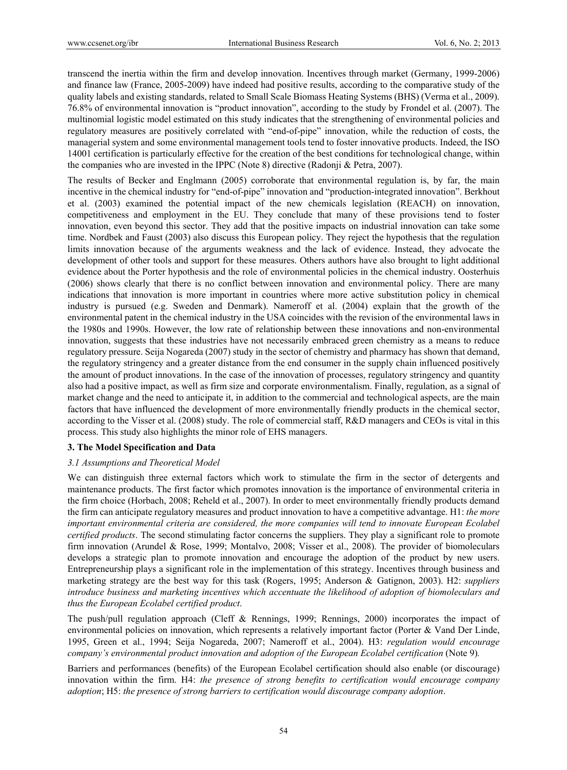transcend the inertia within the firm and develop innovation. Incentives through market (Germany, 1999-2006) and finance law (France, 2005-2009) have indeed had positive results, according to the comparative study of the quality labels and existing standards, related to Small Scale Biomass Heating Systems (BHS) (Verma et al., 2009). 76.8% of environmental innovation is "product innovation", according to the study by Frondel et al. (2007). The multinomial logistic model estimated on this study indicates that the strengthening of environmental policies and regulatory measures are positively correlated with "end-of-pipe" innovation, while the reduction of costs, the managerial system and some environmental management tools tend to foster innovative products. Indeed, the ISO 14001 certification is particularly effective for the creation of the best conditions for technological change, within the companies who are invested in the IPPC (Note 8) directive (Radonji & Petra, 2007).

The results of Becker and Englmann (2005) corroborate that environmental regulation is, by far, the main incentive in the chemical industry for "end-of-pipe" innovation and "production-integrated innovation". Berkhout et al. (2003) examined the potential impact of the new chemicals legislation (REACH) on innovation, competitiveness and employment in the EU. They conclude that many of these provisions tend to foster innovation, even beyond this sector. They add that the positive impacts on industrial innovation can take some time. Nordbek and Faust (2003) also discuss this European policy. They reject the hypothesis that the regulation limits innovation because of the arguments weakness and the lack of evidence. Instead, they advocate the development of other tools and support for these measures. Others authors have also brought to light additional evidence about the Porter hypothesis and the role of environmental policies in the chemical industry. Oosterhuis (2006) shows clearly that there is no conflict between innovation and environmental policy. There are many indications that innovation is more important in countries where more active substitution policy in chemical industry is pursued (e.g. Sweden and Denmark). Nameroff et al. (2004) explain that the growth of the environmental patent in the chemical industry in the USA coincides with the revision of the environmental laws in the 1980s and 1990s. However, the low rate of relationship between these innovations and non-environmental innovation, suggests that these industries have not necessarily embraced green chemistry as a means to reduce regulatory pressure. Seija Nogareda (2007) study in the sector of chemistry and pharmacy has shown that demand, the regulatory stringency and a greater distance from the end consumer in the supply chain influenced positively the amount of product innovations. In the case of the innovation of processes, regulatory stringency and quantity also had a positive impact, as well as firm size and corporate environmentalism. Finally, regulation, as a signal of market change and the need to anticipate it, in addition to the commercial and technological aspects, are the main factors that have influenced the development of more environmentally friendly products in the chemical sector, according to the Visser et al. (2008) study. The role of commercial staff, R&D managers and CEOs is vital in this process. This study also highlights the minor role of EHS managers.

## 3. The Model Specification and Data

### 3.1 Assumptions and Theoretical Model

We can distinguish three external factors which work to stimulate the firm in the sector of detergents and maintenance products. The first factor which promotes innovation is the importance of environmental criteria in the firm choice (Horbach, 2008; Reheld et al., 2007). In order to meet environmentally friendly products demand the firm can anticipate regulatory measures and product innovation to have a competitive advantage. H1: *the more important environmental criteria are considered, the more companies will tend to innovate European Ecolabel certified products*. The second stimulating factor concerns the suppliers. They play a significant role to promote firm innovation (Arundel & Rose, 1999; Montalvo, 2008; Visser et al., 2008). The provider of biomoleculars develops a strategic plan to promote innovation and encourage the adoption of the product by new users. Entrepreneurship plays a significant role in the implementation of this strategy. Incentives through business and marketing strategy are the best way for this task (Rogers, 1995; Anderson & Gatignon, 2003). H2: *suppliers introduce business and marketing incentives which accentuate the likelihood of adoption of biomoleculars and thus the European Ecolabel certified product*.

The push/pull regulation approach (Cleff & Rennings, 1999; Rennings, 2000) incorporates the impact of environmental policies on innovation, which represents a relatively important factor (Porter & Vand Der Linde, 1995, Green et al., 1994; Seija Nogareda, 2007; Nameroff et al., 2004). H3: *regulation would encourage company's environmental product innovation and adoption of the European Ecolabel certification* (Note 9).

Barriers and performances (benefits) of the European Ecolabel certification should also enable (or discourage) innovation within the firm. H4: *the presence of strong benefits to certification would encourage company adoption*; H5: *the presence of strong barriers to certification would discourage company adoption*.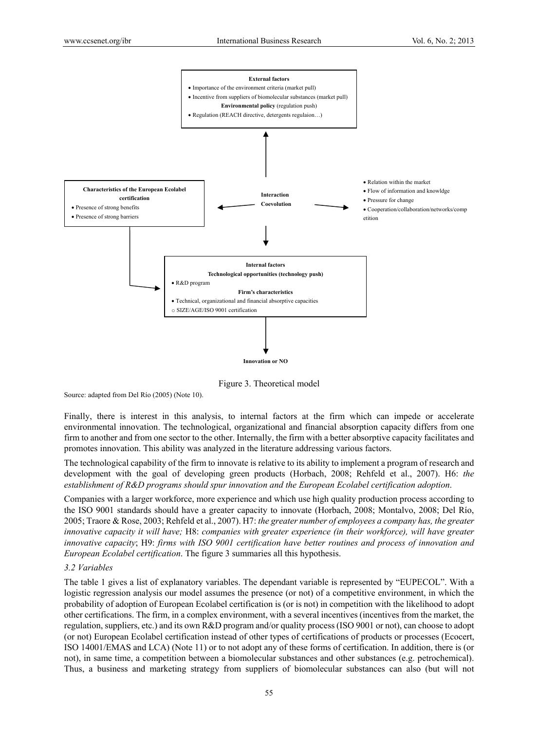**External factors**

- Importance of the environment criteria (market pull)
- Incentive from suppliers of biomolecular substances (market pull)

**Environmental policy** (regulation push)

- Regulation (REACH directive, detergents regulaion…)

**Characteristics of the European Ecolabel certification**

- Presence of strong benefits
- Presence of strong barriers

**Interaction**
**Coevolution**

- Relation within the market
- Flow of information and knowldge
- Pressure for change
- Cooperation/collaboration/networks/competition

**Internal factors**

**Technological opportunities (technology push)**

- R&D program

**Firm's characteristics**

- Technical, organizational and financial absorptive capacities
  - SIZE/AGE/ISO 9001 certification

**Innovation or NO**

Figure 3. Theoretical model

Source: adapted from Del Río (2005) (Note 10).

Finally, there is interest in this analysis, to internal factors at the firm which can impede or accelerate environmental innovation. The technological, organizational and financial absorption capacity differs from one firm to another and from one sector to the other. Internally, the firm with a better absorptive capacity facilitates and promotes innovation. This ability was analyzed in the literature addressing various factors.

The technological capability of the firm to innovate is relative to its ability to implement a program of research and development with the goal of developing green products (Horbach, 2008; Rehfeld et al., 2007). H6: *the establishment of R&D programs should spur innovation and the European Ecolabel certification adoption*.

Companies with a larger workforce, more experience and which use high quality production process according to the ISO 9001 standards should have a greater capacity to innovate (Horbach, 2008; Montalvo, 2008; Del Río, 2005; Traore & Rose, 2003; Rehfeld et al., 2007). H7: *the greater number of employees a company has, the greater innovative capacity it will have;* H8: *companies with greater experience (in their workforce), will have greater innovative capacity*; H9: *firms with ISO 9001 certification have better routines and process of innovation and European Ecolabel certification*. The figure 3 summaries all this hypothesis.

### *3.2 Variables*

The table 1 gives a list of explanatory variables. The dependant variable is represented by "EUPECOL". With a logistic regression analysis our model assumes the presence (or not) of a competitive environment, in which the probability of adoption of European Ecolabel certification is (or is not) in competition with the likelihood to adopt other certifications. The firm, in a complex environment, with a several incentives (incentives from the market, the regulation, suppliers, etc.) and its own R&D program and/or quality process (ISO 9001 or not), can choose to adopt (or not) European Ecolabel certification instead of other types of certifications of products or processes (Ecocert, ISO 14001/EMAS and LCA) (Note 11) or to not adopt any of these forms of certification. In addition, there is (or not), in same time, a competition between a biomolecular substances and other substances (e.g. petrochemical). Thus, a business and marketing strategy from suppliers of biomolecular substances can also (but will not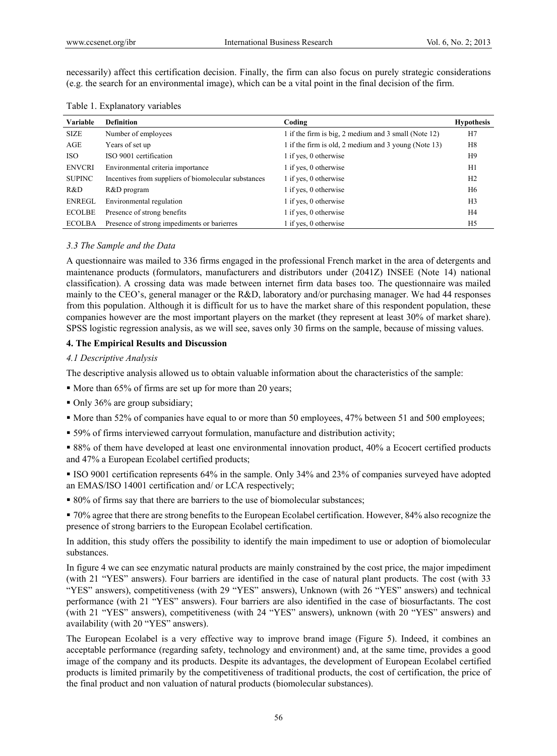necessarily) affect this certification decision. Finally, the firm can also focus on purely strategic considerations (e.g. the search for an environmental image), which can be a vital point in the final decision of the firm.

Table 1. Explanatory variables

| Variable | Definition | Coding | Hypothesis |
|---|---|---|---|
| SIZE | Number of employees | 1 if the firm is big, 2 medium and 3 small (Note 12) | H7 |
| AGE | Years of set up | 1 if the firm is old, 2 medium and 3 young (Note 13) | H8 |
| ISO | ISO 9001 certification | 1 if yes, 0 otherwise | H9 |
| ENVCRI | Environmental criteria importance | 1 if yes, 0 otherwise | H1 |
| SUPINC | Incentives from suppliers of biomolecular substances | 1 if yes, 0 otherwise | H2 |
| R&D | R&D program | 1 if yes, 0 otherwise | H6 |
| ENREGL | Environmental regulation | 1 if yes, 0 otherwise | H3 |
| ECOLBE | Presence of strong benefits | 1 if yes, 0 otherwise | H4 |
| ECOLBA | Presence of strong impediments or barierres | 1 if yes, 0 otherwise | H5 |

### *3.3 The Sample and the Data*

A questionnaire was mailed to 336 firms engaged in the professional French market in the area of detergents and maintenance products (formulators, manufacturers and distributors under (2041Z) INSEE (Note 14) national classification). A crossing data was made between internet firm data bases too. The questionnaire was mailed mainly to the CEO's, general manager or the R&D, laboratory and/or purchasing manager. We had 44 responses from this population. Although it is difficult for us to have the market share of this respondent population, these companies however are the most important players on the market (they represent at least 30% of market share). SPSS logistic regression analysis, as we will see, saves only 30 firms on the sample, because of missing values.

## **4. The Empirical Results and Discussion**

### *4.1 Descriptive Analysis*

The descriptive analysis allowed us to obtain valuable information about the characteristics of the sample:

- More than 65% of firms are set up for more than 20 years;
- Only 36% are group subsidiary;
- More than 52% of companies have equal to or more than 50 employees, 47% between 51 and 500 employees;
- 59% of firms interviewed carryout formulation, manufacture and distribution activity;
- 88% of them have developed at least one environmental innovation product, 40% a Ecocert certified products and 47% a European Ecolabel certified products;
- ISO 9001 certification represents 64% in the sample. Only 34% and 23% of companies surveyed have adopted an EMAS/ISO 14001 certification and/ or LCA respectively;
- 80% of firms say that there are barriers to the use of biomolecular substances;
- 70% agree that there are strong benefits to the European Ecolabel certification. However, 84% also recognize the presence of strong barriers to the European Ecolabel certification.

In addition, this study offers the possibility to identify the main impediment to use or adoption of biomolecular substances.

In figure 4 we can see enzymatic natural products are mainly constrained by the cost price, the major impediment (with 21 "YES" answers). Four barriers are identified in the case of natural plant products. The cost (with 33 "YES" answers), competitiveness (with 29 "YES" answers), Unknown (with 26 "YES" answers) and technical performance (with 21 "YES" answers). Four barriers are also identified in the case of biosurfactants. The cost (with 21 "YES" answers), competitiveness (with 24 "YES" answers), unknown (with 20 "YES" answers) and availability (with 20 "YES" answers).

The European Ecolabel is a very effective way to improve brand image (Figure 5). Indeed, it combines an acceptable performance (regarding safety, technology and environment) and, at the same time, provides a good image of the company and its products. Despite its advantages, the development of European Ecolabel certified products is limited primarily by the competitiveness of traditional products, the cost of certification, the price of the final product and non valuation of natural products (biomolecular substances).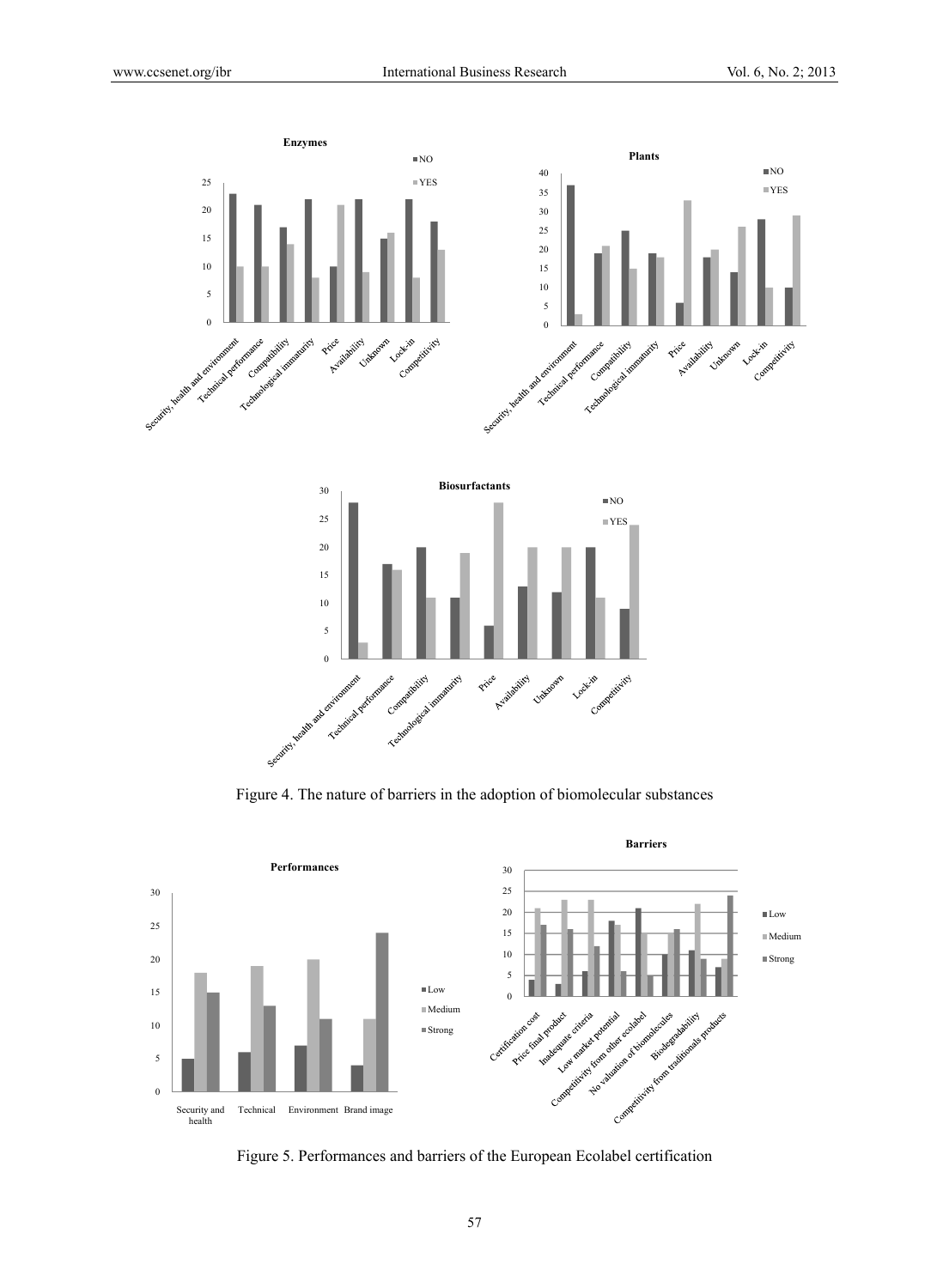Figure 4. The nature of barriers in the adoption of biomolecular substances

Figure 5. Performances and barriers of the European Ecolabel certification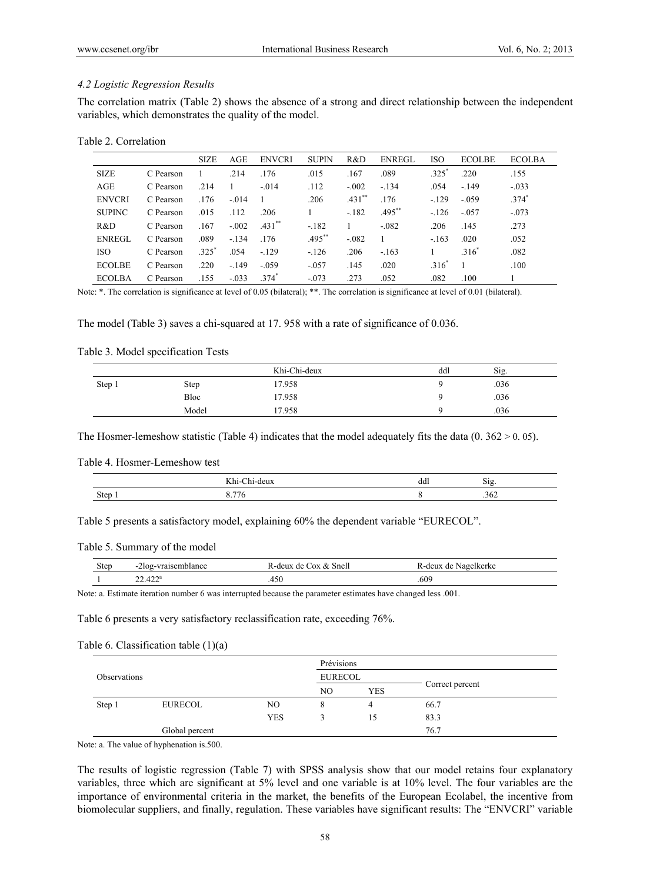### *4.2 Logistic Regression Results*

The correlation matrix (Table 2) shows the absence of a strong and direct relationship between the independent variables, which demonstrates the quality of the model.

Table 2. Correlation

| | | SIZE | AGE | ENVCRI | SUPIN | R&D | ENREGL | ISO | ECOLBE | ECOLBA |
|---|---|---|---|---|---|---|---|---|---|---|
| SIZE | C Pearson | 1 | .214 | .176 | .015 | .167 | .089 | .325* | .220 | .155 |
| AGE | C Pearson | .214 | 1 | -.014 | .112 | -.002 | -.134 | .054 | -.149 | -.033 |
| ENVCRI | C Pearson | .176 | -.014 | 1 | .206 | .431** | .176 | -.129 | -.059 | .374* |
| SUPINC | C Pearson | .015 | .112 | .206 | 1 | -.182 | .495** | -.126 | -.057 | -.073 |
| R&D | C Pearson | .167 | -.002 | .431** | -.182 | 1 | -.082 | .206 | .145 | .273 |
| ENREGL | C Pearson | .089 | -.134 | .176 | .495** | -.082 | 1 | -.163 | .020 | .052 |
| ISO | C Pearson | .325* | .054 | -.129 | -.126 | .206 | -.163 | 1 | .316* | .082 |
| ECOLBE | C Pearson | .220 | -.149 | -.059 | -.057 | .145 | .020 | .316* | 1 | .100 |
| ECOLBA | C Pearson | .155 | -.033 | .374* | -.073 | .273 | .052 | .082 | .100 | 1 |

Note: *. The correlation is significance at level of 0.05 (bilateral); **. The correlation is significance at level of 0.01 (bilateral).

The model (Table 3) saves a chi-squared at 17. 958 with a rate of significance of 0.036.

Table 3. Model specification Tests

| | | Khi-Chi-deux | ddl | Sig. |
|---|---|---|---|---|
| Step 1 | Step | 17.958 | 9 | .036 |
| | Bloc | 17.958 | 9 | .036 |
| | Model | 17.958 | 9 | .036 |

The Hosmer-lemeshow statistic (Table 4) indicates that the model adequately fits the data (0. 362 > 0. 05).

Table 4. Hosmer-Lemeshow test

| | Khi-Chi-deux | ddl | Sig. |
|---|---|---|---|
| Step 1 | 8.776 | 8 | .362 |

Table 5 presents a satisfactory model, explaining 60% the dependent variable "EURECOL".

Table 5. Summary of the model

| Step | -2log-vraisemblance | R-deux de Cox & Snell | R-deux de Nagelkerke |
|---|---|---|---|
| 1 | 22.422[a] | .450 | .609 |

Note: a. Estimate iteration number 6 was interrupted because the parameter estimates have changed less .001.

Table 6 presents a very satisfactory reclassification rate, exceeding 76%.

Table 6. Classification table (1)(a)

| Observations | | | Prévisions | | |
|---|---|---|---|---|---|
| | | | EURECOL | | Correct percent |
| | | | NO | YES | |
| Step 1 | EURECOL | NO | 8 | 4 | 66.7 |
| | | YES | 3 | 15 | 83.3 |
| | Global percent | | | | 76.7 |

Note: a. The value of hyphenation is.500.

The results of logistic regression (Table 7) with SPSS analysis show that our model retains four explanatory variables, three which are significant at 5% level and one variable is at 10% level. The four variables are the importance of environmental criteria in the market, the benefits of the European Ecolabel, the incentive from biomolecular suppliers, and finally, regulation. These variables have significant results: The "ENVCRI" variable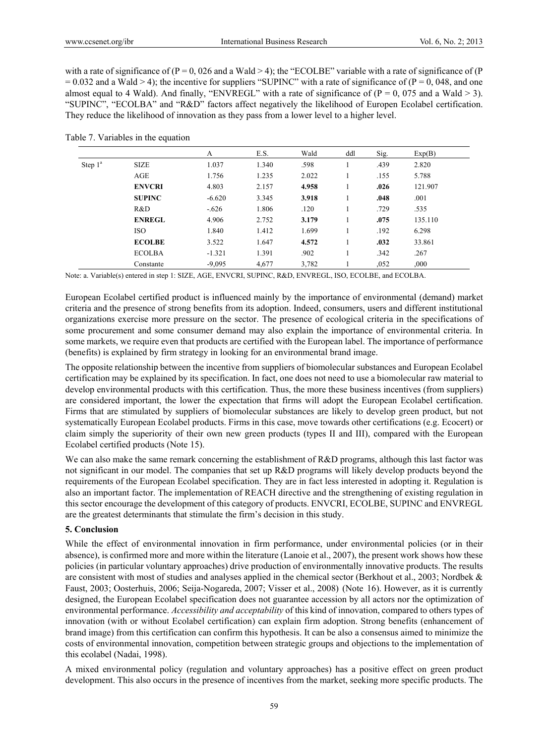with a rate of significance of (P = 0, 026 and a Wald > 4); the "ECOLBE" variable with a rate of significance of (P = 0.032 and a Wald > 4); the incentive for suppliers "SUPINC" with a rate of significance of (P = 0, 048, and one almost equal to 4 Wald). And finally, "ENVREGL" with a rate of significance of (P = 0, 075 and a Wald > 3). "SUPINC", "ECOLBA" and "R&D" factors affect negatively the likelihood of Europen Ecolabel certification. They reduce the likelihood of innovation as they pass from a lower level to a higher level.

Table 7. Variables in the equation

| | | A | E.S. | Wald | ddl | Sig. | Exp(B) |
|---|---|---|---|---|---|---|---|
| Step 1[a] | SIZE | 1.037 | 1.340 | .598 | 1 | .439 | 2.820 |
| | AGE | 1.756 | 1.235 | 2.022 | 1 | .155 | 5.788 |
| | **ENVCRI** | 4.803 | 2.157 | **4.958** | 1 | **.026** | 121.907 |
| | **SUPINC** | -6.620 | 3.345 | **3.918** | 1 | **.048** | .001 |
| | R&D | -.626 | 1.806 | .120 | 1 | .729 | .535 |
| | **ENREGL** | 4.906 | 2.752 | **3.179** | 1 | **.075** | 135.110 |
| | ISO | 1.840 | 1.412 | 1.699 | 1 | .192 | 6.298 |
| | **ECOLBE** | 3.522 | 1.647 | **4.572** | 1 | **.032** | 33.861 |
| | ECOLBA | -1.321 | 1.391 | .902 | 1 | .342 | .267 |
| | Constante | -9,095 | 4,677 | 3,782 | 1 | ,052 | ,000 |

Note: a. Variable(s) entered in step 1: SIZE, AGE, ENVCRI, SUPINC, R&D, ENVREGL, ISO, ECOLBE, and ECOLBA.

European Ecolabel certified product is influenced mainly by the importance of environmental (demand) market criteria and the presence of strong benefits from its adoption. Indeed, consumers, users and different institutional organizations exercise more pressure on the sector. The presence of ecological criteria in the specifications of some procurement and some consumer demand may also explain the importance of environmental criteria. In some markets, we require even that products are certified with the European label. The importance of performance (benefits) is explained by firm strategy in looking for an environmental brand image.

The opposite relationship between the incentive from suppliers of biomolecular substances and European Ecolabel certification may be explained by its specification. In fact, one does not need to use a biomolecular raw material to develop environmental products with this certification. Thus, the more these business incentives (from suppliers) are considered important, the lower the expectation that firms will adopt the European Ecolabel certification. Firms that are stimulated by suppliers of biomolecular substances are likely to develop green product, but not systematically European Ecolabel products. Firms in this case, move towards other certifications (e.g. Ecocert) or claim simply the superiority of their own new green products (types II and III), compared with the European Ecolabel certified products (Note 15).

We can also make the same remark concerning the establishment of R&D programs, although this last factor was not significant in our model. The companies that set up R&D programs will likely develop products beyond the requirements of the European Ecolabel specification. They are in fact less interested in adopting it. Regulation is also an important factor. The implementation of REACH directive and the strengthening of existing regulation in this sector encourage the development of this category of products. ENVCRI, ECOLBE, SUPINC and ENVREGL are the greatest determinants that stimulate the firm's decision in this study.

## 5. Conclusion

While the effect of environmental innovation in firm performance, under environmental policies (or in their absence), is confirmed more and more within the literature (Lanoie et al., 2007), the present work shows how these policies (in particular voluntary approaches) drive production of environmentally innovative products. The results are consistent with most of studies and analyses applied in the chemical sector (Berkhout et al., 2003; Nordbek & Faust, 2003; Oosterhuis, 2006; Seija-Nogareda, 2007; Visser et al., 2008) (Note 16). However, as it is currently designed, the European Ecolabel specification does not guarantee accession by all actors nor the optimization of environmental performance. *Accessibility and acceptability* of this kind of innovation, compared to others types of innovation (with or without Ecolabel certification) can explain firm adoption. Strong benefits (enhancement of brand image) from this certification can confirm this hypothesis. It can be also a consensus aimed to minimize the costs of environmental innovation, competition between strategic groups and objections to the implementation of this ecolabel (Nadai, 1998).

A mixed environmental policy (regulation and voluntary approaches) has a positive effect on green product development. This also occurs in the presence of incentives from the market, seeking more specific products. The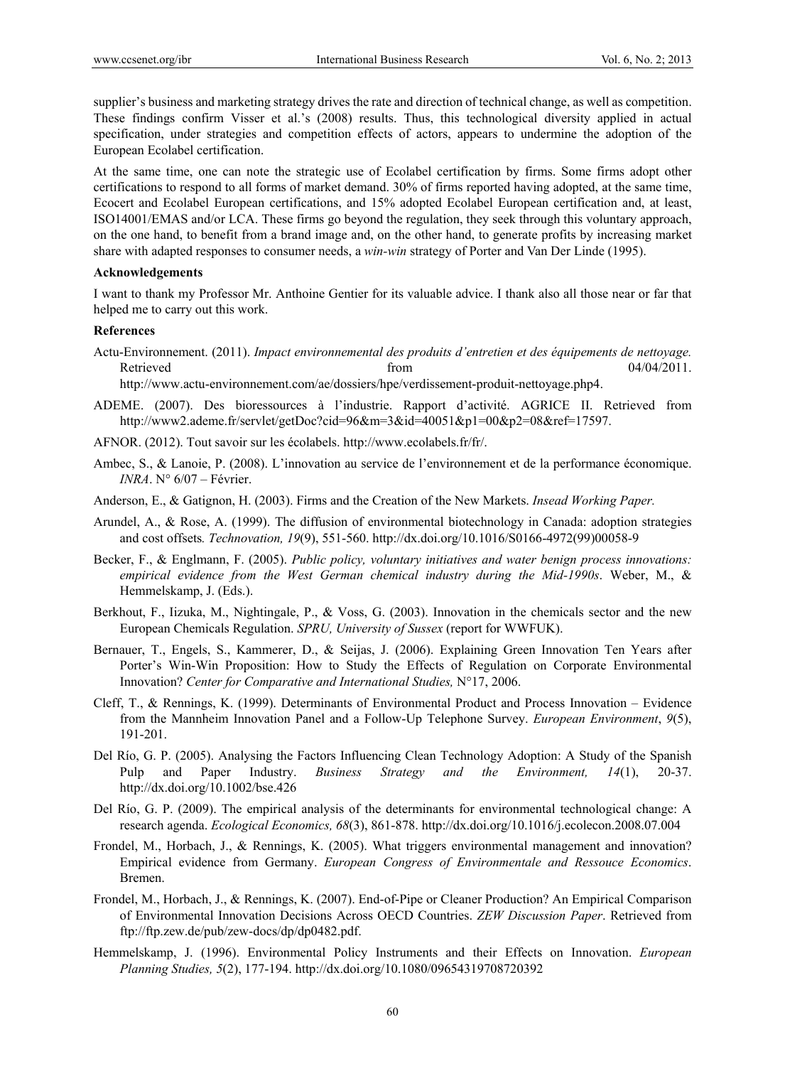supplier's business and marketing strategy drives the rate and direction of technical change, as well as competition. These findings confirm Visser et al.'s (2008) results. Thus, this technological diversity applied in actual specification, under strategies and competition effects of actors, appears to undermine the adoption of the European Ecolabel certification.

At the same time, one can note the strategic use of Ecolabel certification by firms. Some firms adopt other certifications to respond to all forms of market demand. 30% of firms reported having adopted, at the same time, Ecocert and Ecolabel European certifications, and 15% adopted Ecolabel European certification and, at least, ISO14001/EMAS and/or LCA. These firms go beyond the regulation, they seek through this voluntary approach, on the one hand, to benefit from a brand image and, on the other hand, to generate profits by increasing market share with adapted responses to consumer needs, a *win-win* strategy of Porter and Van Der Linde (1995).

**Acknowledgements**

I want to thank my Professor Mr. Anthoine Gentier for its valuable advice. I thank also all those near or far that helped me to carry out this work.

**References**

Actu-Environnement. (2011). *Impact environnemental des produits d'entretien et des équipements de nettoyage.* Retrieved from 04/04/2011. http://www.actu-environnement.com/ae/dossiers/hpe/verdissement-produit-nettoyage.php4.

ADEME. (2007). Des bioressources à l'industrie. Rapport d'activité. AGRICE II. Retrieved from http://www2.ademe.fr/servlet/getDoc?cid=96&m=3&id=40051&p1=00&p2=08&ref=17597.

AFNOR. (2012). Tout savoir sur les écolabels. http://www.ecolabels.fr/fr/.

Ambec, S., & Lanoie, P. (2008). L'innovation au service de l'environnement et de la performance économique. *INRA*. N° 6/07 – Février.

Anderson, E., & Gatignon, H. (2003). Firms and the Creation of the New Markets. *Insead Working Paper.*

Arundel, A., & Rose, A. (1999). The diffusion of environmental biotechnology in Canada: adoption strategies and cost offsets*. Technovation, 19*(9), 551-560. http://dx.doi.org/10.1016/S0166-4972(99)00058-9

Becker, F., & Englmann, F. (2005). *Public policy, voluntary initiatives and water benign process innovations: empirical evidence from the West German chemical industry during the Mid-1990s*. Weber, M., & Hemmelskamp, J. (Eds.).

Berkhout, F., Iizuka, M., Nightingale, P., & Voss, G. (2003). Innovation in the chemicals sector and the new European Chemicals Regulation. *SPRU, University of Sussex* (report for WWFUK).

Bernauer, T., Engels, S., Kammerer, D., & Seijas, J. (2006). Explaining Green Innovation Ten Years after Porter's Win-Win Proposition: How to Study the Effects of Regulation on Corporate Environmental Innovation? *Center for Comparative and International Studies,* N°17, 2006.

Cleff, T., & Rennings, K. (1999). Determinants of Environmental Product and Process Innovation – Evidence from the Mannheim Innovation Panel and a Follow-Up Telephone Survey. *European Environment*, *9*(5), 191-201.

Del Río, G. P. (2005). Analysing the Factors Influencing Clean Technology Adoption: A Study of the Spanish Pulp and Paper Industry. *Business Strategy and the Environment, 14*(1), 20-37. http://dx.doi.org/10.1002/bse.426

Del Río, G. P. (2009). The empirical analysis of the determinants for environmental technological change: A research agenda. *Ecological Economics, 68*(3), 861-878. http://dx.doi.org/10.1016/j.ecolecon.2008.07.004

Frondel, M., Horbach, J., & Rennings, K. (2005). What triggers environmental management and innovation? Empirical evidence from Germany. *European Congress of Environmentale and Ressouce Economics*. Bremen.

Frondel, M., Horbach, J., & Rennings, K. (2007). End-of-Pipe or Cleaner Production? An Empirical Comparison of Environmental Innovation Decisions Across OECD Countries. *ZEW Discussion Paper*. Retrieved from ftp://ftp.zew.de/pub/zew-docs/dp/dp0482.pdf.

Hemmelskamp, J. (1996). Environmental Policy Instruments and their Effects on Innovation. *European Planning Studies, 5*(2), 177-194. http://dx.doi.org/10.1080/09654319708720392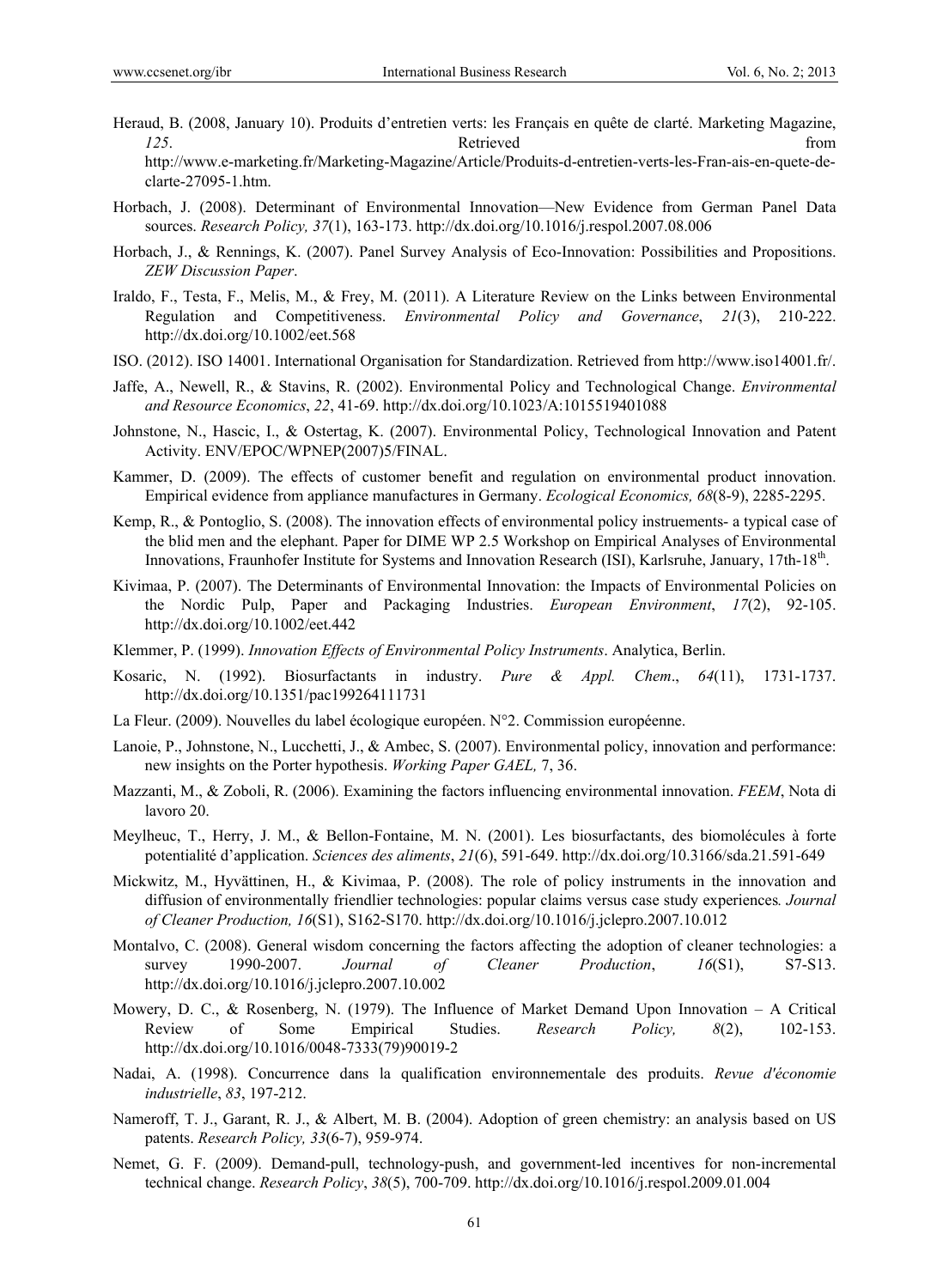Heraud, B. (2008, January 10). Produits d'entretien verts: les Français en quête de clarté. Marketing Magazine, *125*. Retrieved from http://www.e-marketing.fr/Marketing-Magazine/Article/Produits-d-entretien-verts-les-Fran-ais-en-quete-de-clarte-27095-1.htm.

Horbach, J. (2008). Determinant of Environmental Innovation—New Evidence from German Panel Data sources. *Research Policy, 37*(1), 163-173. http://dx.doi.org/10.1016/j.respol.2007.08.006

Horbach, J., & Rennings, K. (2007). Panel Survey Analysis of Eco-Innovation: Possibilities and Propositions. *ZEW Discussion Paper*.

Iraldo, F., Testa, F., Melis, M., & Frey, M. (2011). A Literature Review on the Links between Environmental Regulation and Competitiveness. *Environmental Policy and Governance*, *21*(3), 210-222. http://dx.doi.org/10.1002/eet.568

ISO. (2012). ISO 14001. International Organisation for Standardization. Retrieved from http://www.iso14001.fr/.

Jaffe, A., Newell, R., & Stavins, R. (2002). Environmental Policy and Technological Change. *Environmental and Resource Economics*, *22*, 41-69. http://dx.doi.org/10.1023/A:1015519401088

Johnstone, N., Hascic, I., & Ostertag, K. (2007). Environmental Policy, Technological Innovation and Patent Activity. ENV/EPOC/WPNEP(2007)5/FINAL.

Kammer, D. (2009). The effects of customer benefit and regulation on environmental product innovation. Empirical evidence from appliance manufactures in Germany. *Ecological Economics, 68*(8-9), 2285-2295.

Kemp, R., & Pontoglio, S. (2008). The innovation effects of environmental policy instruements- a typical case of the blid men and the elephant. Paper for DIME WP 2.5 Workshop on Empirical Analyses of Environmental Innovations, Fraunhofer Institute for Systems and Innovation Research (ISI), Karlsruhe, January, 17th-18th.

Kivimaa, P. (2007). The Determinants of Environmental Innovation: the Impacts of Environmental Policies on the Nordic Pulp, Paper and Packaging Industries. *European Environment*, *17*(2), 92-105. http://dx.doi.org/10.1002/eet.442

Klemmer, P. (1999). *Innovation Effects of Environmental Policy Instruments*. Analytica, Berlin.

Kosaric, N. (1992). Biosurfactants in industry. *Pure & Appl. Chem*., *64*(11), 1731-1737. http://dx.doi.org/10.1351/pac199264111731

La Fleur. (2009). Nouvelles du label écologique européen. N°2. Commission européenne.

Lanoie, P., Johnstone, N., Lucchetti, J., & Ambec, S. (2007). Environmental policy, innovation and performance: new insights on the Porter hypothesis. *Working Paper GAEL,* 7, 36.

Mazzanti, M., & Zoboli, R. (2006). Examining the factors influencing environmental innovation. *FEEM*, Nota di lavoro 20.

Meylheuc, T., Herry, J. M., & Bellon-Fontaine, M. N. (2001). Les biosurfactants, des biomolécules à forte potentialité d'application. *Sciences des aliments*, *21*(6), 591-649. http://dx.doi.org/10.3166/sda.21.591-649

Mickwitz, M., Hyvättinen, H., & Kivimaa, P. (2008). The role of policy instruments in the innovation and diffusion of environmentally friendlier technologies: popular claims versus case study experiences*. Journal of Cleaner Production, 16*(S1), S162-S170. http://dx.doi.org/10.1016/j.jclepro.2007.10.012

Montalvo, C. (2008). General wisdom concerning the factors affecting the adoption of cleaner technologies: a survey 1990-2007. *Journal of Cleaner Production*, *16*(S1), S7-S13. http://dx.doi.org/10.1016/j.jclepro.2007.10.002

Mowery, D. C., & Rosenberg, N. (1979). The Influence of Market Demand Upon Innovation – A Critical Review of Some Empirical Studies. *Research Policy, 8*(2), 102-153. http://dx.doi.org/10.1016/0048-7333(79)90019-2

Nadai, A. (1998). Concurrence dans la qualification environnementale des produits. *Revue d'économie industrielle*, *83*, 197-212.

Nameroff, T. J., Garant, R. J., & Albert, M. B. (2004). Adoption of green chemistry: an analysis based on US patents. *Research Policy, 33*(6-7), 959-974.

Nemet, G. F. (2009). Demand-pull, technology-push, and government-led incentives for non-incremental technical change. *Research Policy*, *38*(5), 700-709. http://dx.doi.org/10.1016/j.respol.2009.01.004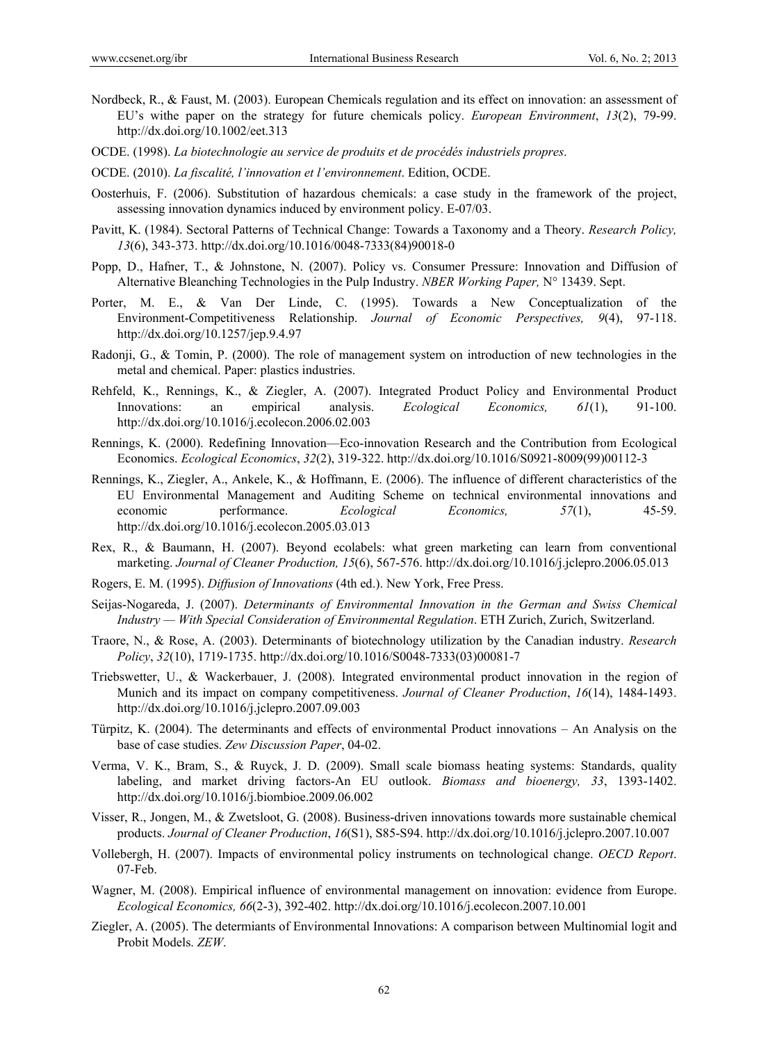Nordbeck, R., & Faust, M. (2003). European Chemicals regulation and its effect on innovation: an assessment of EU's withe paper on the strategy for future chemicals policy. *European Environment*, *13*(2), 79-99. http://dx.doi.org/10.1002/eet.313

OCDE. (1998). *La biotechnologie au service de produits et de procédés industriels propres*.

OCDE. (2010). *La fiscalité, l'innovation et l'environnement*. Edition, OCDE.

Oosterhuis, F. (2006). Substitution of hazardous chemicals: a case study in the framework of the project, assessing innovation dynamics induced by environment policy. E-07/03.

Pavitt, K. (1984). Sectoral Patterns of Technical Change: Towards a Taxonomy and a Theory. *Research Policy, 13*(6), 343-373. http://dx.doi.org/10.1016/0048-7333(84)90018-0

Popp, D., Hafner, T., & Johnstone, N. (2007). Policy vs. Consumer Pressure: Innovation and Diffusion of Alternative Bleanching Technologies in the Pulp Industry. *NBER Working Paper,* N° 13439. Sept.

Porter, M. E., & Van Der Linde, C. (1995). Towards a New Conceptualization of the Environment-Competitiveness Relationship. *Journal of Economic Perspectives, 9*(4), 97-118. http://dx.doi.org/10.1257/jep.9.4.97

Radonji, G., & Tomin, P. (2000). The role of management system on introduction of new technologies in the metal and chemical. Paper: plastics industries.

Rehfeld, K., Rennings, K., & Ziegler, A. (2007). Integrated Product Policy and Environmental Product Innovations: an empirical analysis. *Ecological Economics, 61*(1), 91-100. http://dx.doi.org/10.1016/j.ecolecon.2006.02.003

Rennings, K. (2000). Redefining Innovation—Eco-innovation Research and the Contribution from Ecological Economics. *Ecological Economics*, *32*(2), 319-322. http://dx.doi.org/10.1016/S0921-8009(99)00112-3

Rennings, K., Ziegler, A., Ankele, K., & Hoffmann, E. (2006). The influence of different characteristics of the EU Environmental Management and Auditing Scheme on technical environmental innovations and economic performance. *Ecological Economics, 57*(1), 45-59. http://dx.doi.org/10.1016/j.ecolecon.2005.03.013

Rex, R., & Baumann, H. (2007). Beyond ecolabels: what green marketing can learn from conventional marketing. *Journal of Cleaner Production, 15*(6), 567-576. http://dx.doi.org/10.1016/j.jclepro.2006.05.013

Rogers, E. M. (1995). *Diffusion of Innovations* (4th ed.). New York, Free Press.

Seijas-Nogareda, J. (2007). *Determinants of Environmental Innovation in the German and Swiss Chemical Industry — With Special Consideration of Environmental Regulation*. ETH Zurich, Zurich, Switzerland.

Traore, N., & Rose, A. (2003). Determinants of biotechnology utilization by the Canadian industry. *Research Policy*, *32*(10), 1719-1735. http://dx.doi.org/10.1016/S0048-7333(03)00081-7

Triebswetter, U., & Wackerbauer, J. (2008). Integrated environmental product innovation in the region of Munich and its impact on company competitiveness. *Journal of Cleaner Production*, *16*(14), 1484-1493. http://dx.doi.org/10.1016/j.jclepro.2007.09.003

Türpitz, K. (2004). The determinants and effects of environmental Product innovations – An Analysis on the base of case studies. *Zew Discussion Paper*, 04-02.

Verma, V. K., Bram, S., & Ruyck, J. D. (2009). Small scale biomass heating systems: Standards, quality labeling, and market driving factors-An EU outlook. *Biomass and bioenergy, 33*, 1393-1402. http://dx.doi.org/10.1016/j.biombioe.2009.06.002

Visser, R., Jongen, M., & Zwetsloot, G. (2008). Business-driven innovations towards more sustainable chemical products. *Journal of Cleaner Production*, *16*(S1), S85-S94. http://dx.doi.org/10.1016/j.jclepro.2007.10.007

Vollebergh, H. (2007). Impacts of environmental policy instruments on technological change. *OECD Report*. 07-Feb.

Wagner, M. (2008). Empirical influence of environmental management on innovation: evidence from Europe. *Ecological Economics, 66*(2-3), 392-402. http://dx.doi.org/10.1016/j.ecolecon.2007.10.001

Ziegler, A. (2005). The determiants of Environmental Innovations: A comparison between Multinomial logit and Probit Models. *ZEW*.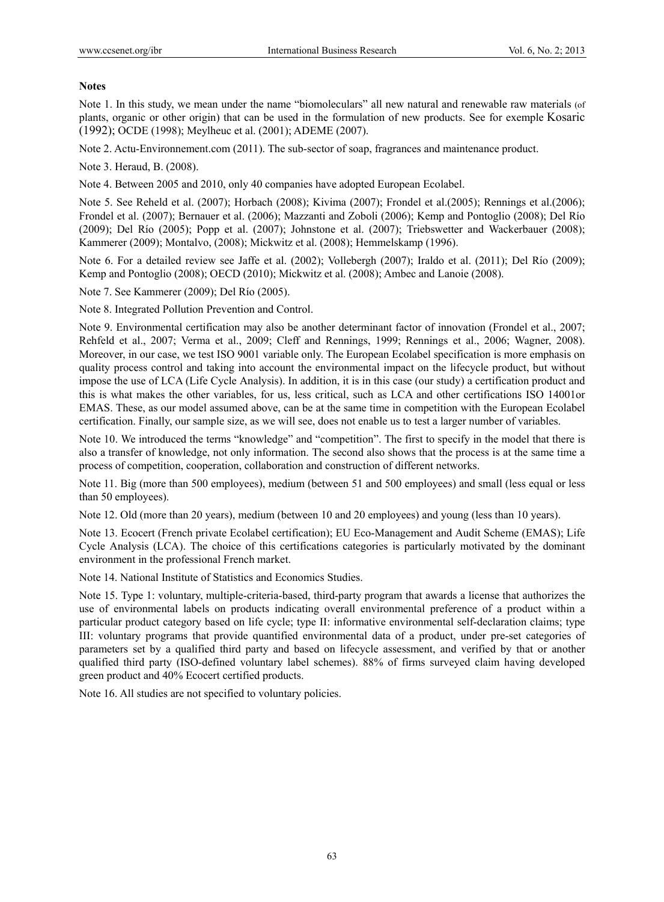**Notes**

Note 1. In this study, we mean under the name "biomoleculars" all new natural and renewable raw materials (of plants, organic or other origin) that can be used in the formulation of new products. See for exemple Kosaric (1992); OCDE (1998); Meylheuc et al. (2001); ADEME (2007).

Note 2. Actu-Environnement.com (2011). The sub-sector of soap, fragrances and maintenance product.

Note 3. Heraud, B. (2008).

Note 4. Between 2005 and 2010, only 40 companies have adopted European Ecolabel.

Note 5. See Reheld et al. (2007); Horbach (2008); Kivima (2007); Frondel et al.(2005); Rennings et al.(2006); Frondel et al. (2007); Bernauer et al. (2006); Mazzanti and Zoboli (2006); Kemp and Pontoglio (2008); Del Río (2009); Del Río (2005); Popp et al. (2007); Johnstone et al. (2007); Triebswetter and Wackerbauer (2008); Kammerer (2009); Montalvo, (2008); Mickwitz et al. (2008); Hemmelskamp (1996).

Note 6. For a detailed review see Jaffe et al. (2002); Vollebergh (2007); Iraldo et al. (2011); Del Río (2009); Kemp and Pontoglio (2008); OECD (2010); Mickwitz et al. (2008); Ambec and Lanoie (2008).

Note 7. See Kammerer (2009); Del Río (2005).

Note 8. Integrated Pollution Prevention and Control.

Note 9. Environmental certification may also be another determinant factor of innovation (Frondel et al., 2007; Rehfeld et al., 2007; Verma et al., 2009; Cleff and Rennings, 1999; Rennings et al., 2006; Wagner, 2008). Moreover, in our case, we test ISO 9001 variable only. The European Ecolabel specification is more emphasis on quality process control and taking into account the environmental impact on the lifecycle product, but without impose the use of LCA (Life Cycle Analysis). In addition, it is in this case (our study) a certification product and this is what makes the other variables, for us, less critical, such as LCA and other certifications ISO 14001or EMAS. These, as our model assumed above, can be at the same time in competition with the European Ecolabel certification. Finally, our sample size, as we will see, does not enable us to test a larger number of variables.

Note 10. We introduced the terms "knowledge" and "competition". The first to specify in the model that there is also a transfer of knowledge, not only information. The second also shows that the process is at the same time a process of competition, cooperation, collaboration and construction of different networks.

Note 11. Big (more than 500 employees), medium (between 51 and 500 employees) and small (less equal or less than 50 employees).

Note 12. Old (more than 20 years), medium (between 10 and 20 employees) and young (less than 10 years).

Note 13. Ecocert (French private Ecolabel certification); EU Eco-Management and Audit Scheme (EMAS); Life Cycle Analysis (LCA). The choice of this certifications categories is particularly motivated by the dominant environment in the professional French market.

Note 14. National Institute of Statistics and Economics Studies.

Note 15. Type 1: voluntary, multiple-criteria-based, third-party program that awards a license that authorizes the use of environmental labels on products indicating overall environmental preference of a product within a particular product category based on life cycle; type II: informative environmental self-declaration claims; type III: voluntary programs that provide quantified environmental data of a product, under pre-set categories of parameters set by a qualified third party and based on lifecycle assessment, and verified by that or another qualified third party (ISO-defined voluntary label schemes). 88% of firms surveyed claim having developed green product and 40% Ecocert certified products.

Note 16. All studies are not specified to voluntary policies.